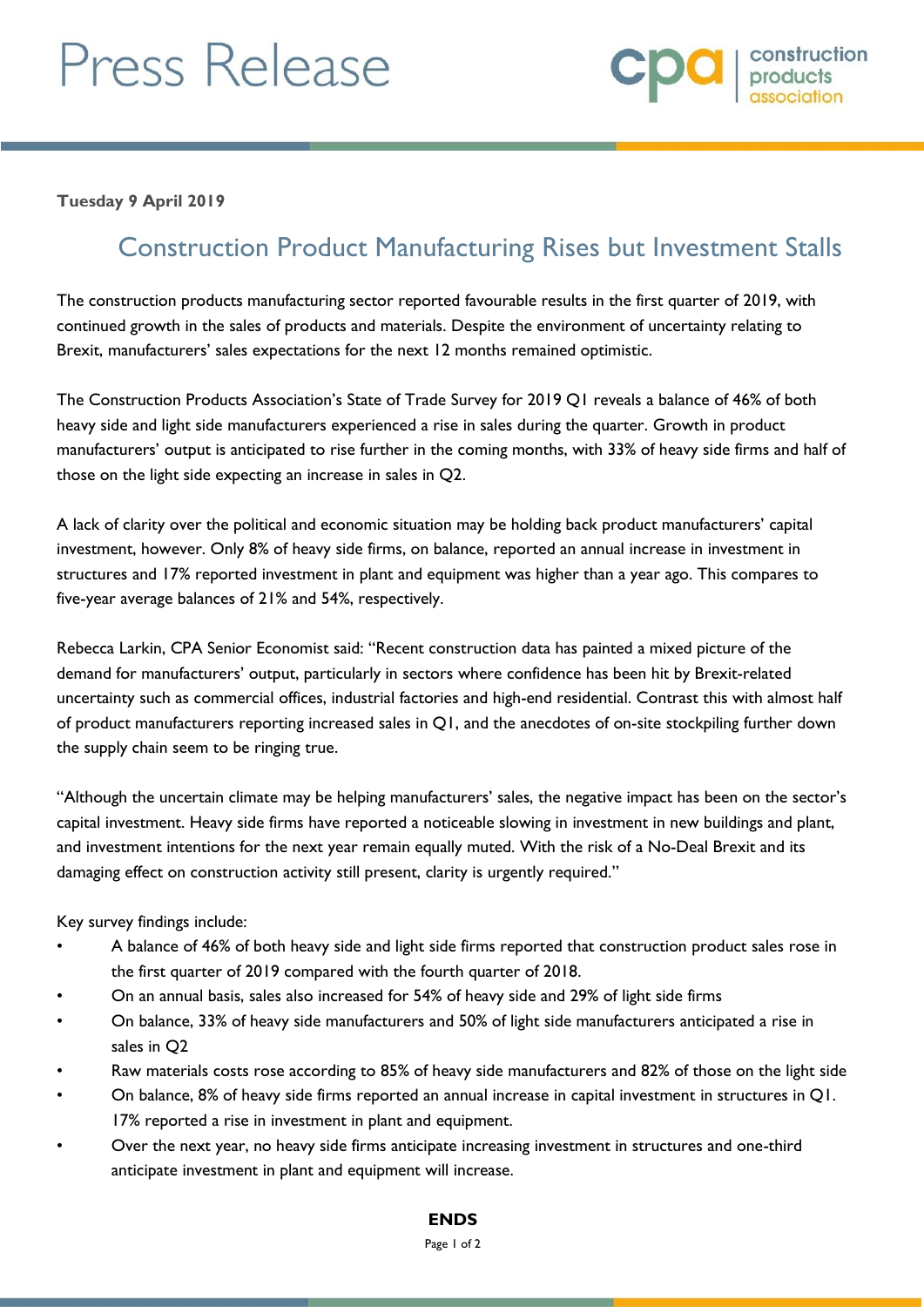# Press Release

**Tuesday 9 April 2019**

## Construction Product Manufacturing Rises but Investment Stalls

The construction products manufacturing sector reported favourable results in the first quarter of 2019, with continued growth in the sales of products and materials. Despite the environment of uncertainty relating to Brexit, manufacturers' sales expectations for the next 12 months remained optimistic.

The Construction Products Association's State of Trade Survey for 2019 Q1 reveals a balance of 46% of both heavy side and light side manufacturers experienced a rise in sales during the quarter. Growth in product manufacturers' output is anticipated to rise further in the coming months, with 33% of heavy side firms and half of those on the light side expecting an increase in sales in Q2.

A lack of clarity over the political and economic situation may be holding back product manufacturers' capital investment, however. Only 8% of heavy side firms, on balance, reported an annual increase in investment in structures and 17% reported investment in plant and equipment was higher than a year ago. This compares to five-year average balances of 21% and 54%, respectively.

Rebecca Larkin, CPA Senior Economist said: "Recent construction data has painted a mixed picture of the demand for manufacturers' output, particularly in sectors where confidence has been hit by Brexit-related uncertainty such as commercial offices, industrial factories and high-end residential. Contrast this with almost half of product manufacturers reporting increased sales in Q1, and the anecdotes of on-site stockpiling further down the supply chain seem to be ringing true.

"Although the uncertain climate may be helping manufacturers' sales, the negative impact has been on the sector's capital investment. Heavy side firms have reported a noticeable slowing in investment in new buildings and plant, and investment intentions for the next year remain equally muted. With the risk of a No-Deal Brexit and its damaging effect on construction activity still present, clarity is urgently required."

Key survey findings include:

- A balance of 46% of both heavy side and light side firms reported that construction product sales rose in the first quarter of 2019 compared with the fourth quarter of 2018.
- On an annual basis, sales also increased for 54% of heavy side and 29% of light side firms
- On balance, 33% of heavy side manufacturers and 50% of light side manufacturers anticipated a rise in sales in Q2
- Raw materials costs rose according to 85% of heavy side manufacturers and 82% of those on the light side
- On balance, 8% of heavy side firms reported an annual increase in capital investment in structures in Q1. 17% reported a rise in investment in plant and equipment.
- Over the next year, no heavy side firms anticipate increasing investment in structures and one-third anticipate investment in plant and equipment will increase.

**ENDS**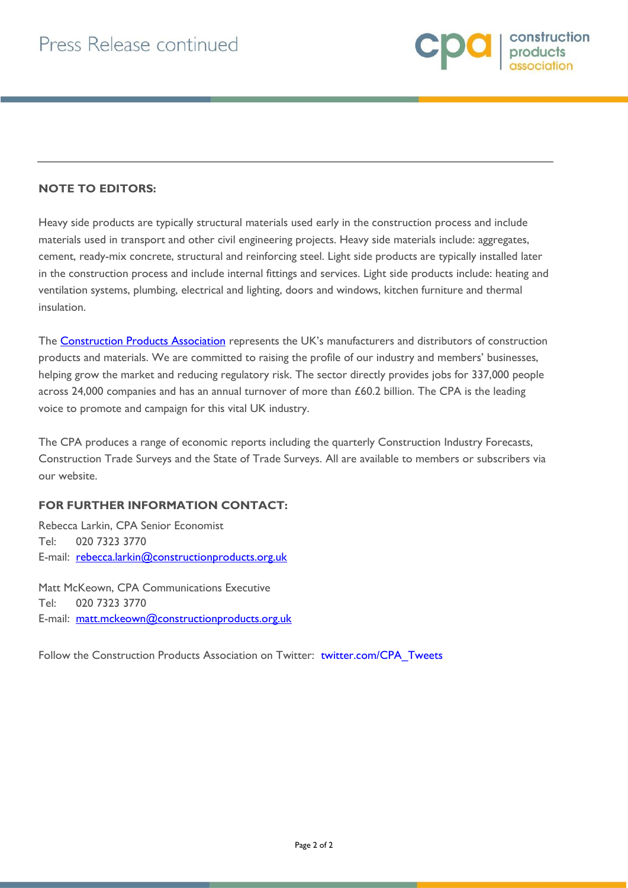**NOTE TO EDITORS:**

Heavy side products are typically structural materials used early in the construction process and include materials used in transport and other civil engineering projects. Heavy side materials include: aggregates, cement, ready-mix concrete, structural and reinforcing steel. Light side products are typically installed later in the construction process and include internal fittings and services. Light side products include: heating and ventilation systems, plumbing, electrical and lighting, doors and windows, kitchen furniture and thermal insulation.

The Construction Products Association represents the UK's manufacturers and distributors of construction products and materials. We are committed to raising the profile of our industry and members' businesses, helping grow the market and reducing regulatory risk. The sector directly provides jobs for 337,000 people across 24,000 companies and has an annual turnover of more than £60.2 billion. The CPA is the leading voice to promote and campaign for this vital UK industry.

The CPA produces a range of economic reports including the quarterly Construction Industry Forecasts, Construction Trade Surveys and the State of Trade Surveys. All are available to members or subscribers via our website.

**FOR FURTHER INFORMATION CONTACT:**

Rebecca Larkin, CPA Senior Economist
Tel: 020 7323 3770
E-mail: rebecca.larkin@constructionproducts.org.uk

Matt McKeown, CPA Communications Executive
Tel: 020 7323 3770
E-mail: matt.mckeown@constructionproducts.org.uk

Follow the Construction Products Association on Twitter: twitter.com/CPA_Tweets